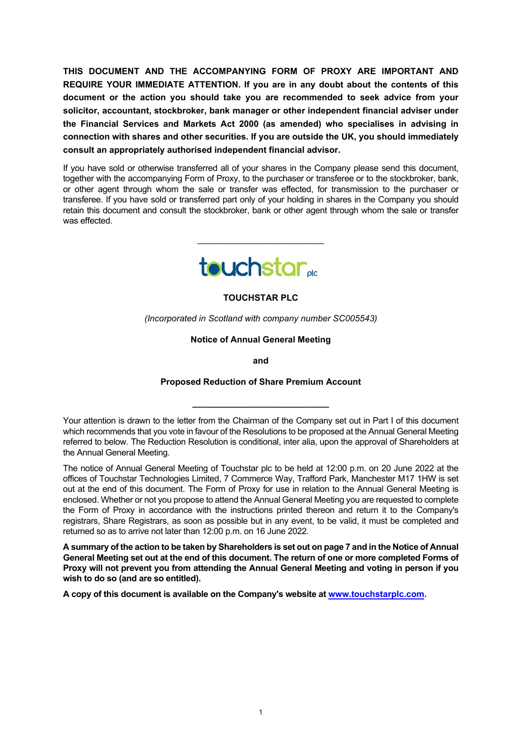**THIS DOCUMENT AND THE ACCOMPANYING FORM OF PROXY ARE IMPORTANT AND REQUIRE YOUR IMMEDIATE ATTENTION. If you are in any doubt about the contents of this document or the action you should take you are recommended to seek advice from your solicitor, accountant, stockbroker, bank manager or other independent financial adviser under the Financial Services and Markets Act 2000 (as amended) who specialises in advising in connection with shares and other securities. If you are outside the UK, you should immediately consult an appropriately authorised independent financial advisor.**

If you have sold or otherwise transferred all of your shares in the Company please send this document, together with the accompanying Form of Proxy, to the purchaser or transferee or to the stockbroker, bank, or other agent through whom the sale or transfer was effected, for transmission to the purchaser or transferee. If you have sold or transferred part only of your holding in shares in the Company you should retain this document and consult the stockbroker, bank or other agent through whom the sale or transfer was effected.

---

touchstar plc

# TOUCHSTAR PLC

*(Incorporated in Scotland with company number SC005543)*

**Notice of Annual General Meeting**

**and**

**Proposed Reduction of Share Premium Account**

---

Your attention is drawn to the letter from the Chairman of the Company set out in Part I of this document which recommends that you vote in favour of the Resolutions to be proposed at the Annual General Meeting referred to below. The Reduction Resolution is conditional, inter alia, upon the approval of Shareholders at the Annual General Meeting.

The notice of Annual General Meeting of Touchstar plc to be held at 12:00 p.m. on 20 June 2022 at the offices of Touchstar Technologies Limited, 7 Commerce Way, Trafford Park, Manchester M17 1HW is set out at the end of this document. The Form of Proxy for use in relation to the Annual General Meeting is enclosed. Whether or not you propose to attend the Annual General Meeting you are requested to complete the Form of Proxy in accordance with the instructions printed thereon and return it to the Company's registrars, Share Registrars, as soon as possible but in any event, to be valid, it must be completed and returned so as to arrive not later than 12:00 p.m. on 16 June 2022.

**A summary of the action to be taken by Shareholders is set out on page 7 and in the Notice of Annual General Meeting set out at the end of this document. The return of one or more completed Forms of Proxy will not prevent you from attending the Annual General Meeting and voting in person if you wish to do so (and are so entitled).**

**A copy of this document is available on the Company's website at [www.touchstarplc.com](http://www.touchstarplc.com).**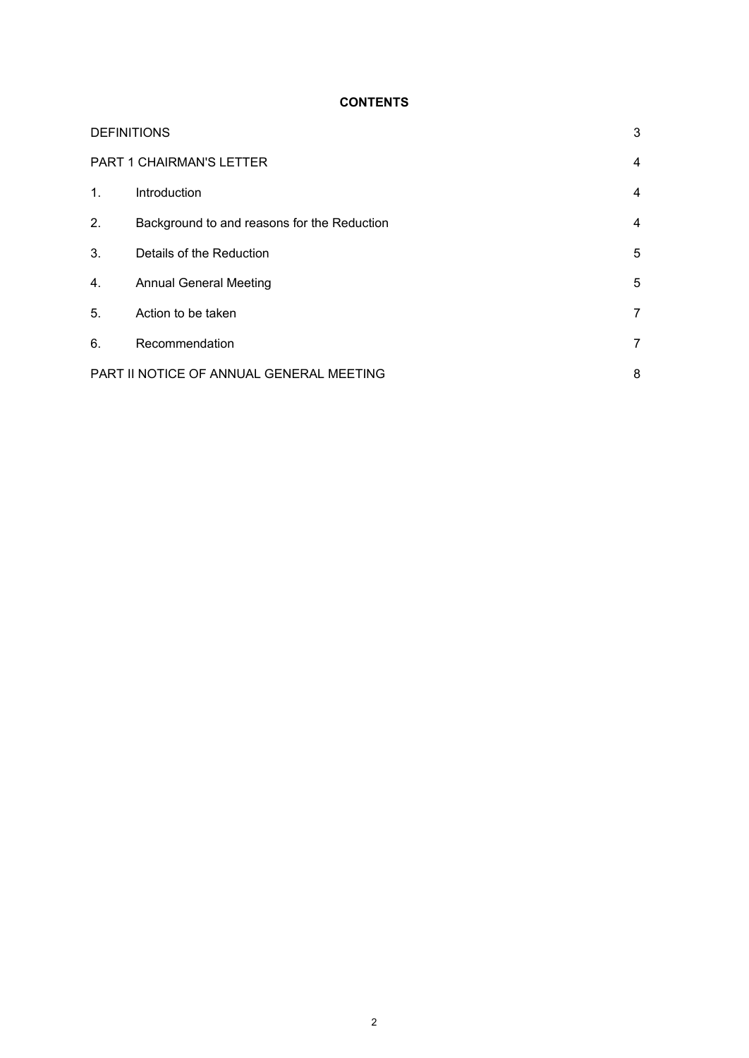**CONTENTS**

| | | |
|---|---|---|
| DEFINITIONS | | 3 |
| PART 1 CHAIRMAN'S LETTER | | 4 |
| 1. | Introduction | 4 |
| 2. | Background to and reasons for the Reduction | 4 |
| 3. | Details of the Reduction | 5 |
| 4. | Annual General Meeting | 5 |
| 5. | Action to be taken | 7 |
| 6. | Recommendation | 7 |
| PART II NOTICE OF ANNUAL GENERAL MEETING | | 8 |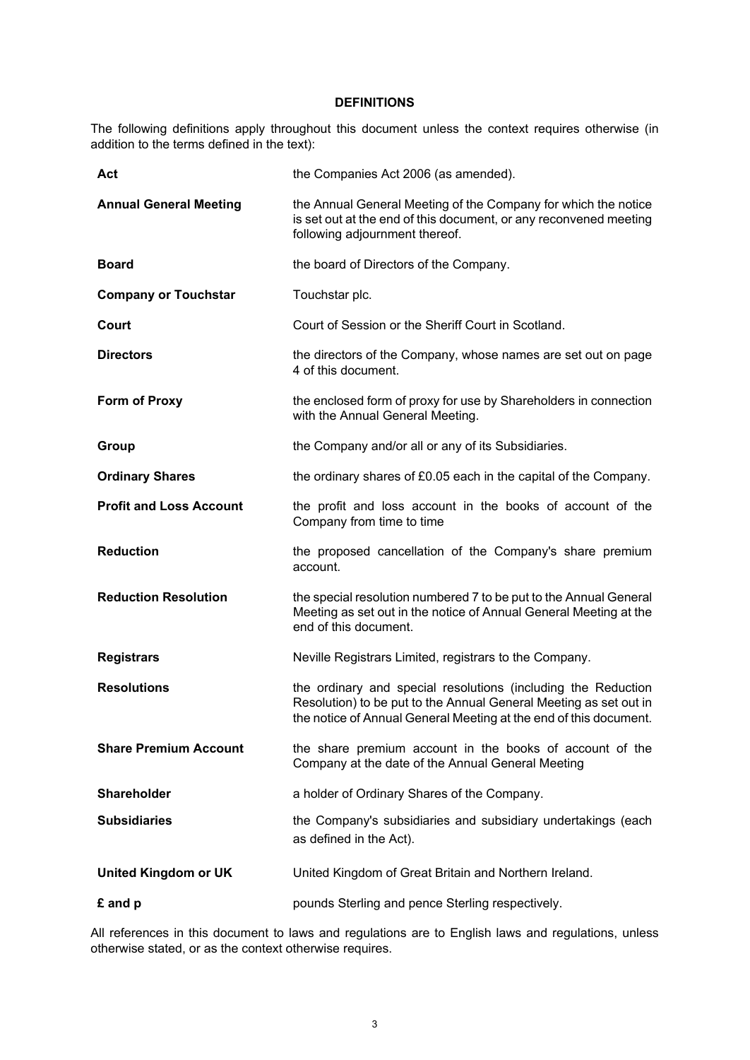## DEFINITIONS

The following definitions apply throughout this document unless the context requires otherwise (in addition to the terms defined in the text):

| | |
|---|---|
| **Act** | the Companies Act 2006 (as amended). |
| **Annual General Meeting** | the Annual General Meeting of the Company for which the notice is set out at the end of this document, or any reconvened meeting following adjournment thereof. |
| **Board** | the board of Directors of the Company. |
| **Company or Touchstar** | Touchstar plc. |
| **Court** | Court of Session or the Sheriff Court in Scotland. |
| **Directors** | the directors of the Company, whose names are set out on page 4 of this document. |
| **Form of Proxy** | the enclosed form of proxy for use by Shareholders in connection with the Annual General Meeting. |
| **Group** | the Company and/or all or any of its Subsidiaries. |
| **Ordinary Shares** | the ordinary shares of £0.05 each in the capital of the Company. |
| **Profit and Loss Account** | the profit and loss account in the books of account of the Company from time to time |
| **Reduction** | the proposed cancellation of the Company's share premium account. |
| **Reduction Resolution** | the special resolution numbered 7 to be put to the Annual General Meeting as set out in the notice of Annual General Meeting at the end of this document. |
| **Registrars** | Neville Registrars Limited, registrars to the Company. |
| **Resolutions** | the ordinary and special resolutions (including the Reduction Resolution) to be put to the Annual General Meeting as set out in the notice of Annual General Meeting at the end of this document. |
| **Share Premium Account** | the share premium account in the books of account of the Company at the date of the Annual General Meeting |
| **Shareholder** | a holder of Ordinary Shares of the Company. |
| **Subsidiaries** | the Company's subsidiaries and subsidiary undertakings (each as defined in the Act). |
| **United Kingdom or UK** | United Kingdom of Great Britain and Northern Ireland. |
| **£ and p** | pounds Sterling and pence Sterling respectively. |

All references in this document to laws and regulations are to English laws and regulations, unless otherwise stated, or as the context otherwise requires.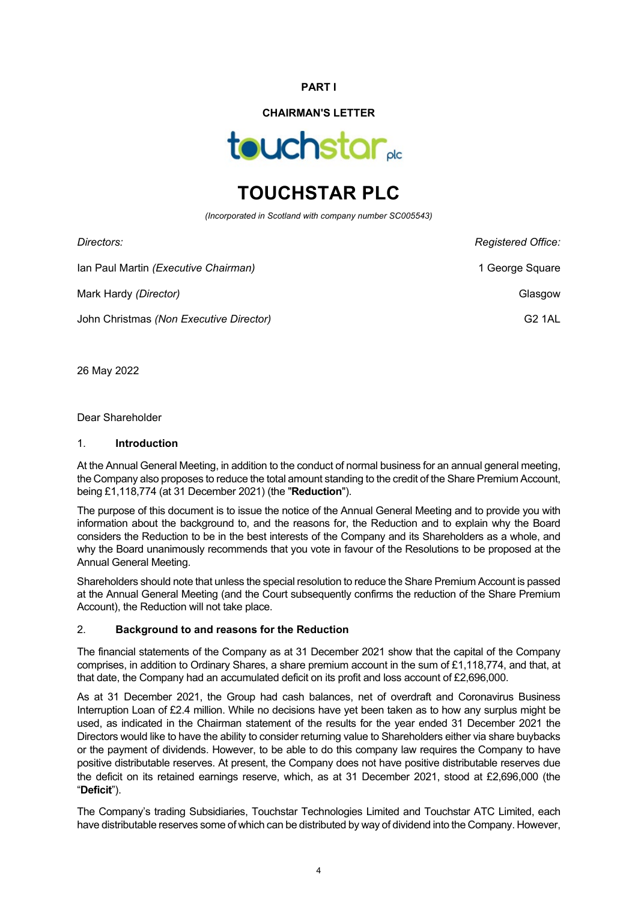**PART I**

**CHAIRMAN'S LETTER**

# TOUCHSTAR PLC

*(Incorporated in Scotland with company number SC005543)*

| *Directors:* | *Registered Office:* |
|---|---|
| Ian Paul Martin *(Executive Chairman)* | 1 George Square |
| Mark Hardy *(Director)* | Glasgow |
| John Christmas *(Non Executive Director)* | G2 1AL |

26 May 2022

Dear Shareholder

## 1. **Introduction**

At the Annual General Meeting, in addition to the conduct of normal business for an annual general meeting, the Company also proposes to reduce the total amount standing to the credit of the Share Premium Account, being £1,118,774 (at 31 December 2021) (the "**Reduction**").

The purpose of this document is to issue the notice of the Annual General Meeting and to provide you with information about the background to, and the reasons for, the Reduction and to explain why the Board considers the Reduction to be in the best interests of the Company and its Shareholders as a whole, and why the Board unanimously recommends that you vote in favour of the Resolutions to be proposed at the Annual General Meeting.

Shareholders should note that unless the special resolution to reduce the Share Premium Account is passed at the Annual General Meeting (and the Court subsequently confirms the reduction of the Share Premium Account), the Reduction will not take place.

## 2. **Background to and reasons for the Reduction**

The financial statements of the Company as at 31 December 2021 show that the capital of the Company comprises, in addition to Ordinary Shares, a share premium account in the sum of £1,118,774, and that, at that date, the Company had an accumulated deficit on its profit and loss account of £2,696,000.

As at 31 December 2021, the Group had cash balances, net of overdraft and Coronavirus Business Interruption Loan of £2.4 million. While no decisions have yet been taken as to how any surplus might be used, as indicated in the Chairman statement of the results for the year ended 31 December 2021 the Directors would like to have the ability to consider returning value to Shareholders either via share buybacks or the payment of dividends. However, to be able to do this company law requires the Company to have positive distributable reserves. At present, the Company does not have positive distributable reserves due the deficit on its retained earnings reserve, which, as at 31 December 2021, stood at £2,696,000 (the "**Deficit**").

The Company's trading Subsidiaries, Touchstar Technologies Limited and Touchstar ATC Limited, each have distributable reserves some of which can be distributed by way of dividend into the Company. However,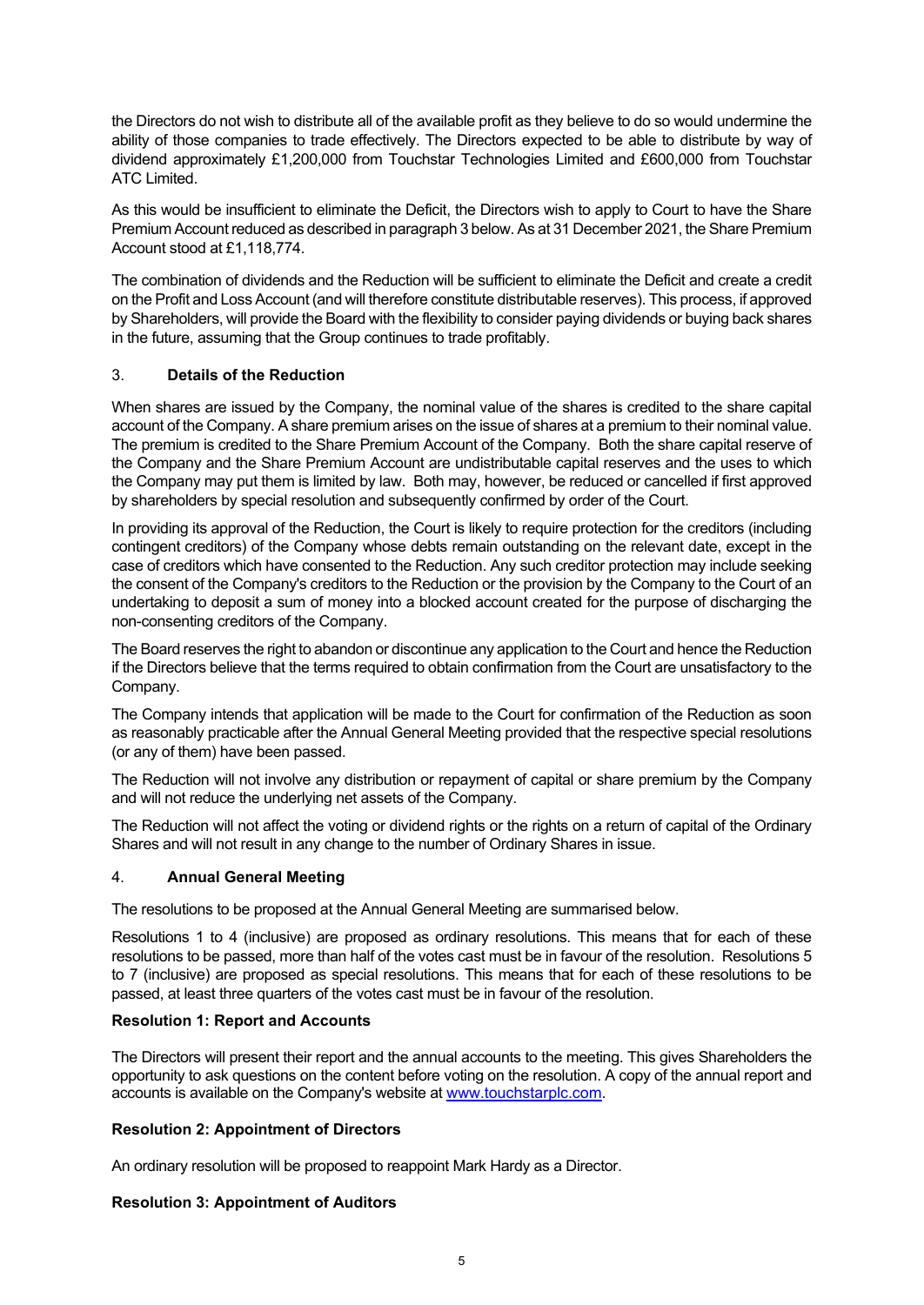the Directors do not wish to distribute all of the available profit as they believe to do so would undermine the ability of those companies to trade effectively. The Directors expected to be able to distribute by way of dividend approximately £1,200,000 from Touchstar Technologies Limited and £600,000 from Touchstar ATC Limited.

As this would be insufficient to eliminate the Deficit, the Directors wish to apply to Court to have the Share Premium Account reduced as described in paragraph 3 below. As at 31 December 2021, the Share Premium Account stood at £1,118,774.

The combination of dividends and the Reduction will be sufficient to eliminate the Deficit and create a credit on the Profit and Loss Account (and will therefore constitute distributable reserves). This process, if approved by Shareholders, will provide the Board with the flexibility to consider paying dividends or buying back shares in the future, assuming that the Group continues to trade profitably.

## 3. **Details of the Reduction**

When shares are issued by the Company, the nominal value of the shares is credited to the share capital account of the Company. A share premium arises on the issue of shares at a premium to their nominal value. The premium is credited to the Share Premium Account of the Company. Both the share capital reserve of the Company and the Share Premium Account are undistributable capital reserves and the uses to which the Company may put them is limited by law. Both may, however, be reduced or cancelled if first approved by shareholders by special resolution and subsequently confirmed by order of the Court.

In providing its approval of the Reduction, the Court is likely to require protection for the creditors (including contingent creditors) of the Company whose debts remain outstanding on the relevant date, except in the case of creditors which have consented to the Reduction. Any such creditor protection may include seeking the consent of the Company's creditors to the Reduction or the provision by the Company to the Court of an undertaking to deposit a sum of money into a blocked account created for the purpose of discharging the non-consenting creditors of the Company.

The Board reserves the right to abandon or discontinue any application to the Court and hence the Reduction if the Directors believe that the terms required to obtain confirmation from the Court are unsatisfactory to the Company.

The Company intends that application will be made to the Court for confirmation of the Reduction as soon as reasonably practicable after the Annual General Meeting provided that the respective special resolutions (or any of them) have been passed.

The Reduction will not involve any distribution or repayment of capital or share premium by the Company and will not reduce the underlying net assets of the Company.

The Reduction will not affect the voting or dividend rights or the rights on a return of capital of the Ordinary Shares and will not result in any change to the number of Ordinary Shares in issue.

## 4. **Annual General Meeting**

The resolutions to be proposed at the Annual General Meeting are summarised below.

Resolutions 1 to 4 (inclusive) are proposed as ordinary resolutions. This means that for each of these resolutions to be passed, more than half of the votes cast must be in favour of the resolution. Resolutions 5 to 7 (inclusive) are proposed as special resolutions. This means that for each of these resolutions to be passed, at least three quarters of the votes cast must be in favour of the resolution.

### **Resolution 1: Report and Accounts**

The Directors will present their report and the annual accounts to the meeting. This gives Shareholders the opportunity to ask questions on the content before voting on the resolution. A copy of the annual report and accounts is available on the Company's website at www.touchstarplc.com.

### **Resolution 2: Appointment of Directors**

An ordinary resolution will be proposed to reappoint Mark Hardy as a Director.

### **Resolution 3: Appointment of Auditors**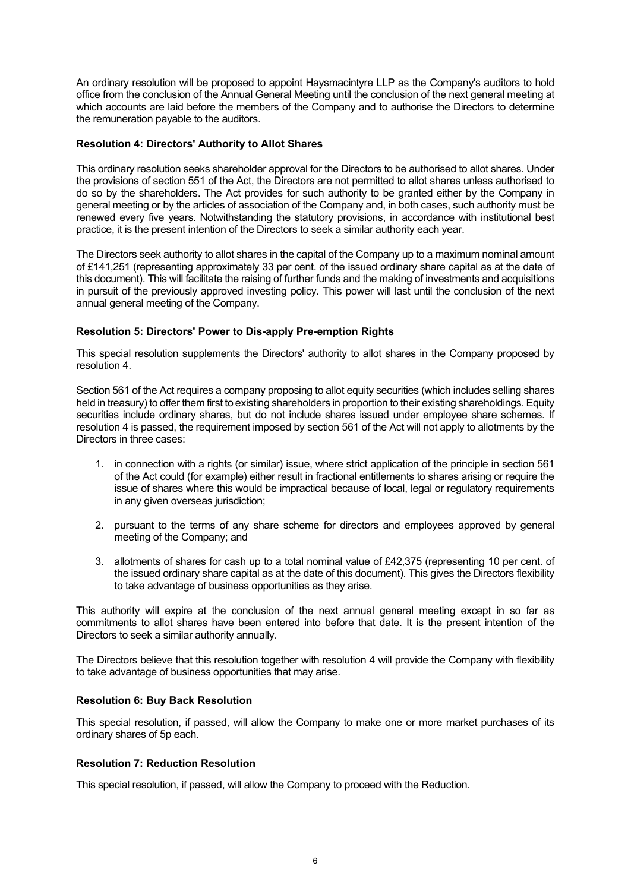An ordinary resolution will be proposed to appoint Haysmacintyre LLP as the Company's auditors to hold office from the conclusion of the Annual General Meeting until the conclusion of the next general meeting at which accounts are laid before the members of the Company and to authorise the Directors to determine the remuneration payable to the auditors.

**Resolution 4: Directors' Authority to Allot Shares**

This ordinary resolution seeks shareholder approval for the Directors to be authorised to allot shares. Under the provisions of section 551 of the Act, the Directors are not permitted to allot shares unless authorised to do so by the shareholders. The Act provides for such authority to be granted either by the Company in general meeting or by the articles of association of the Company and, in both cases, such authority must be renewed every five years. Notwithstanding the statutory provisions, in accordance with institutional best practice, it is the present intention of the Directors to seek a similar authority each year.

The Directors seek authority to allot shares in the capital of the Company up to a maximum nominal amount of £141,251 (representing approximately 33 per cent. of the issued ordinary share capital as at the date of this document). This will facilitate the raising of further funds and the making of investments and acquisitions in pursuit of the previously approved investing policy. This power will last until the conclusion of the next annual general meeting of the Company.

**Resolution 5: Directors' Power to Dis-apply Pre-emption Rights**

This special resolution supplements the Directors' authority to allot shares in the Company proposed by resolution 4.

Section 561 of the Act requires a company proposing to allot equity securities (which includes selling shares held in treasury) to offer them first to existing shareholders in proportion to their existing shareholdings. Equity securities include ordinary shares, but do not include shares issued under employee share schemes. If resolution 4 is passed, the requirement imposed by section 561 of the Act will not apply to allotments by the Directors in three cases:

1. in connection with a rights (or similar) issue, where strict application of the principle in section 561 of the Act could (for example) either result in fractional entitlements to shares arising or require the issue of shares where this would be impractical because of local, legal or regulatory requirements in any given overseas jurisdiction;

2. pursuant to the terms of any share scheme for directors and employees approved by general meeting of the Company; and

3. allotments of shares for cash up to a total nominal value of £42,375 (representing 10 per cent. of the issued ordinary share capital as at the date of this document). This gives the Directors flexibility to take advantage of business opportunities as they arise.

This authority will expire at the conclusion of the next annual general meeting except in so far as commitments to allot shares have been entered into before that date. It is the present intention of the Directors to seek a similar authority annually.

The Directors believe that this resolution together with resolution 4 will provide the Company with flexibility to take advantage of business opportunities that may arise.

**Resolution 6: Buy Back Resolution**

This special resolution, if passed, will allow the Company to make one or more market purchases of its ordinary shares of 5p each.

**Resolution 7: Reduction Resolution**

This special resolution, if passed, will allow the Company to proceed with the Reduction.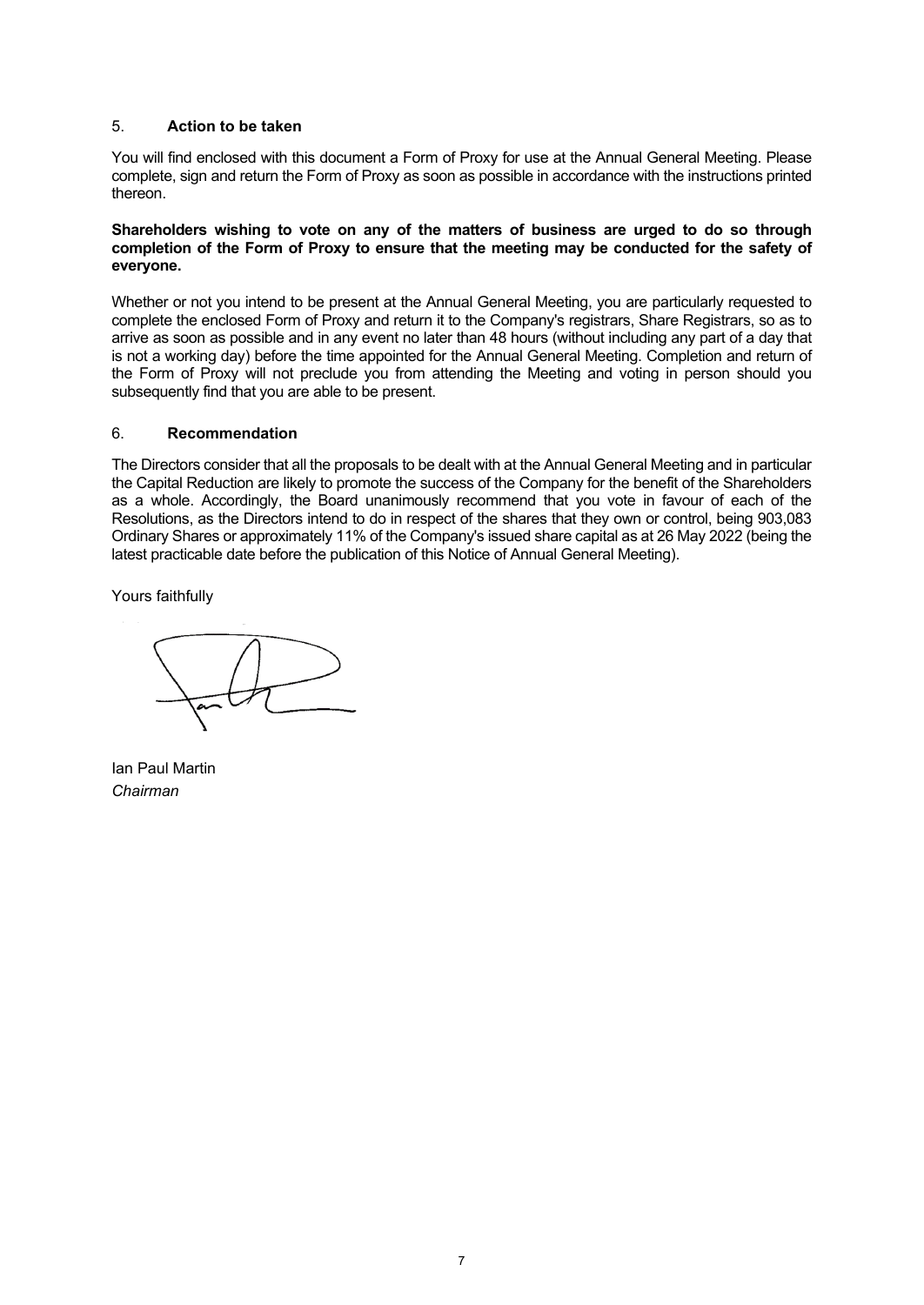## 5. **Action to be taken**

You will find enclosed with this document a Form of Proxy for use at the Annual General Meeting. Please complete, sign and return the Form of Proxy as soon as possible in accordance with the instructions printed thereon.

**Shareholders wishing to vote on any of the matters of business are urged to do so through completion of the Form of Proxy to ensure that the meeting may be conducted for the safety of everyone.**

Whether or not you intend to be present at the Annual General Meeting, you are particularly requested to complete the enclosed Form of Proxy and return it to the Company's registrars, Share Registrars, so as to arrive as soon as possible and in any event no later than 48 hours (without including any part of a day that is not a working day) before the time appointed for the Annual General Meeting. Completion and return of the Form of Proxy will not preclude you from attending the Meeting and voting in person should you subsequently find that you are able to be present.

## 6. **Recommendation**

The Directors consider that all the proposals to be dealt with at the Annual General Meeting and in particular the Capital Reduction are likely to promote the success of the Company for the benefit of the Shareholders as a whole. Accordingly, the Board unanimously recommend that you vote in favour of each of the Resolutions, as the Directors intend to do in respect of the shares that they own or control, being 903,083 Ordinary Shares or approximately 11% of the Company's issued share capital as at 26 May 2022 (being the latest practicable date before the publication of this Notice of Annual General Meeting).

Yours faithfully

Ian Paul Martin
*Chairman*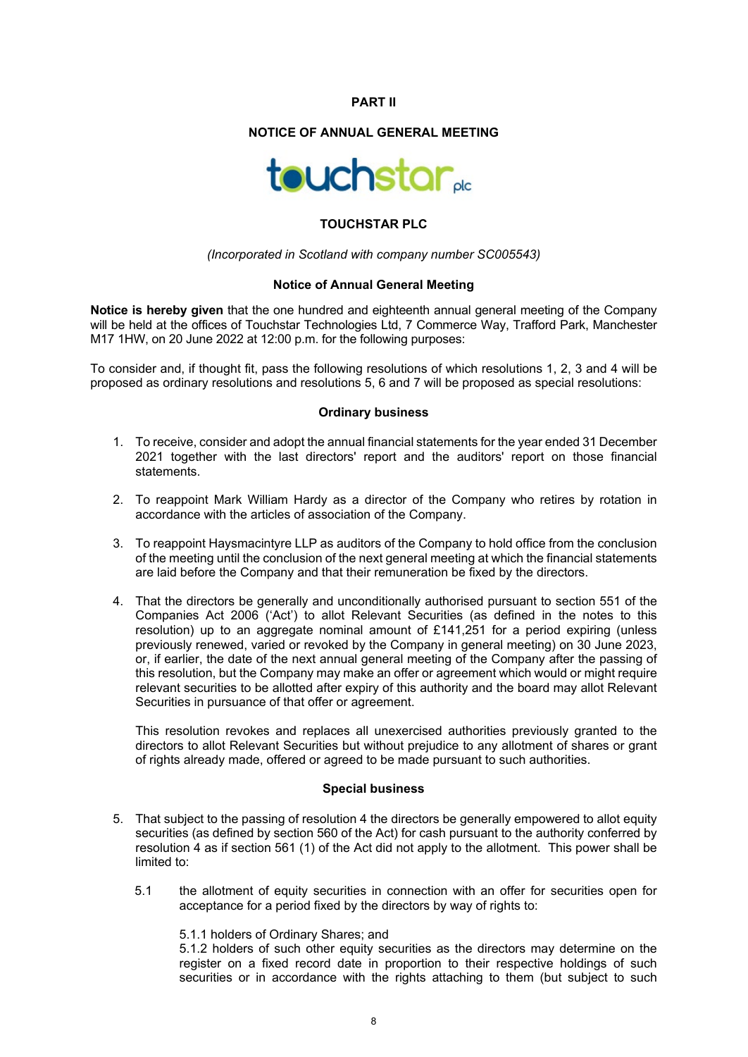## PART II

## NOTICE OF ANNUAL GENERAL MEETING

## TOUCHSTAR PLC

*(Incorporated in Scotland with company number SC005543)*

### Notice of Annual General Meeting

**Notice is hereby given** that the one hundred and eighteenth annual general meeting of the Company will be held at the offices of Touchstar Technologies Ltd, 7 Commerce Way, Trafford Park, Manchester M17 1HW, on 20 June 2022 at 12:00 p.m. for the following purposes:

To consider and, if thought fit, pass the following resolutions of which resolutions 1, 2, 3 and 4 will be proposed as ordinary resolutions and resolutions 5, 6 and 7 will be proposed as special resolutions:

### Ordinary business

1. To receive, consider and adopt the annual financial statements for the year ended 31 December 2021 together with the last directors' report and the auditors' report on those financial statements.

2. To reappoint Mark William Hardy as a director of the Company who retires by rotation in accordance with the articles of association of the Company.

3. To reappoint Haysmacintyre LLP as auditors of the Company to hold office from the conclusion of the meeting until the conclusion of the next general meeting at which the financial statements are laid before the Company and that their remuneration be fixed by the directors.

4. That the directors be generally and unconditionally authorised pursuant to section 551 of the Companies Act 2006 ('Act') to allot Relevant Securities (as defined in the notes to this resolution) up to an aggregate nominal amount of £141,251 for a period expiring (unless previously renewed, varied or revoked by the Company in general meeting) on 30 June 2023, or, if earlier, the date of the next annual general meeting of the Company after the passing of this resolution, but the Company may make an offer or agreement which would or might require relevant securities to be allotted after expiry of this authority and the board may allot Relevant Securities in pursuance of that offer or agreement.

   This resolution revokes and replaces all unexercised authorities previously granted to the directors to allot Relevant Securities but without prejudice to any allotment of shares or grant of rights already made, offered or agreed to be made pursuant to such authorities.

### Special business

5. That subject to the passing of resolution 4 the directors be generally empowered to allot equity securities (as defined by section 560 of the Act) for cash pursuant to the authority conferred by resolution 4 as if section 561 (1) of the Act did not apply to the allotment. This power shall be limited to:

   5.1 the allotment of equity securities in connection with an offer for securities open for acceptance for a period fixed by the directors by way of rights to:

   5.1.1 holders of Ordinary Shares; and
   5.1.2 holders of such other equity securities as the directors may determine on the register on a fixed record date in proportion to their respective holdings of such securities or in accordance with the rights attaching to them (but subject to such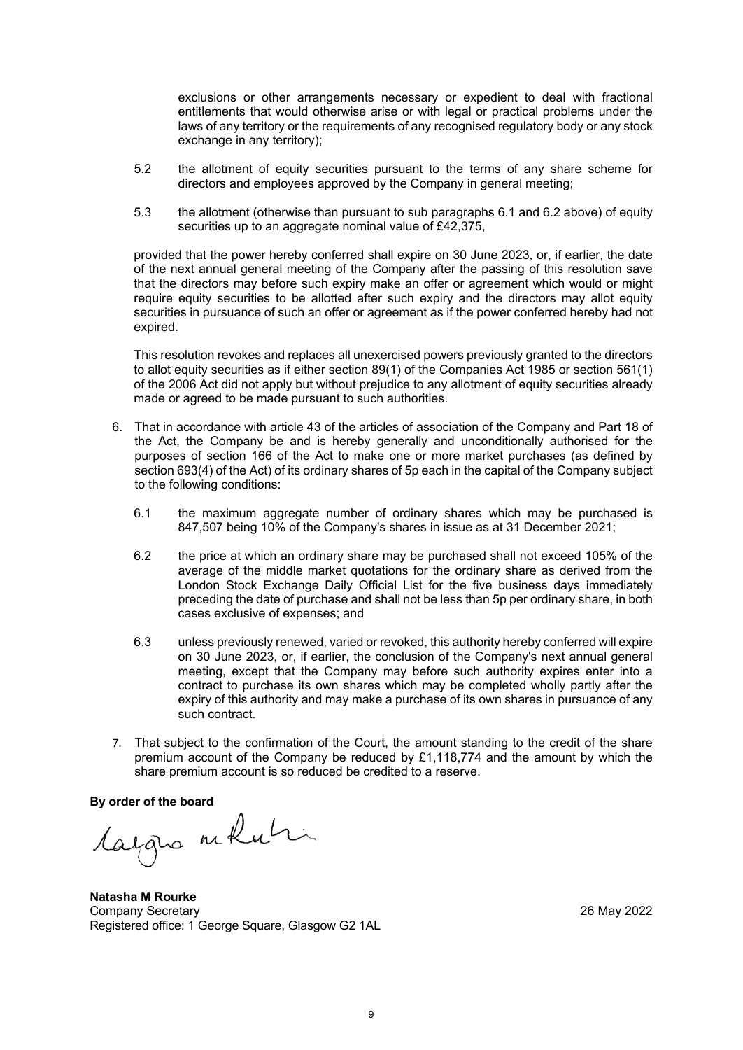exclusions or other arrangements necessary or expedient to deal with fractional entitlements that would otherwise arise or with legal or practical problems under the laws of any territory or the requirements of any recognised regulatory body or any stock exchange in any territory);

5.2 the allotment of equity securities pursuant to the terms of any share scheme for directors and employees approved by the Company in general meeting;

5.3 the allotment (otherwise than pursuant to sub paragraphs 6.1 and 6.2 above) of equity securities up to an aggregate nominal value of £42,375,

provided that the power hereby conferred shall expire on 30 June 2023, or, if earlier, the date of the next annual general meeting of the Company after the passing of this resolution save that the directors may before such expiry make an offer or agreement which would or might require equity securities to be allotted after such expiry and the directors may allot equity securities in pursuance of such an offer or agreement as if the power conferred hereby had not expired.

This resolution revokes and replaces all unexercised powers previously granted to the directors to allot equity securities as if either section 89(1) of the Companies Act 1985 or section 561(1) of the 2006 Act did not apply but without prejudice to any allotment of equity securities already made or agreed to be made pursuant to such authorities.

6. That in accordance with article 43 of the articles of association of the Company and Part 18 of the Act, the Company be and is hereby generally and unconditionally authorised for the purposes of section 166 of the Act to make one or more market purchases (as defined by section 693(4) of the Act) of its ordinary shares of 5p each in the capital of the Company subject to the following conditions:

   6.1 the maximum aggregate number of ordinary shares which may be purchased is 847,507 being 10% of the Company's shares in issue as at 31 December 2021;

   6.2 the price at which an ordinary share may be purchased shall not exceed 105% of the average of the middle market quotations for the ordinary share as derived from the London Stock Exchange Daily Official List for the five business days immediately preceding the date of purchase and shall not be less than 5p per ordinary share, in both cases exclusive of expenses; and

   6.3 unless previously renewed, varied or revoked, this authority hereby conferred will expire on 30 June 2023, or, if earlier, the conclusion of the Company's next annual general meeting, except that the Company may before such authority expires enter into a contract to purchase its own shares which may be completed wholly partly after the expiry of this authority and may make a purchase of its own shares in pursuance of any such contract.

7. That subject to the confirmation of the Court, the amount standing to the credit of the share premium account of the Company be reduced by £1,118,774 and the amount by which the share premium account is so reduced be credited to a reserve.

**By order of the board**

**Natasha M Rourke**
Company Secretary
Registered office: 1 George Square, Glasgow G2 1AL

26 May 2022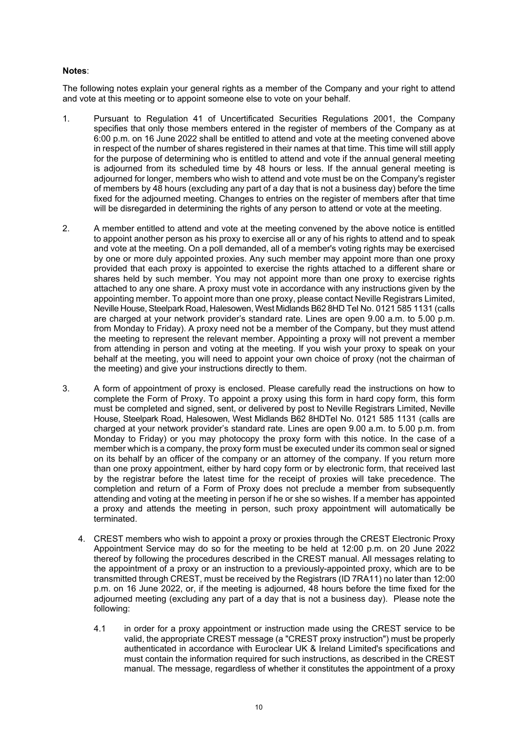**Notes**:

The following notes explain your general rights as a member of the Company and your right to attend and vote at this meeting or to appoint someone else to vote on your behalf.

1. Pursuant to Regulation 41 of Uncertificated Securities Regulations 2001, the Company specifies that only those members entered in the register of members of the Company as at 6:00 p.m. on 16 June 2022 shall be entitled to attend and vote at the meeting convened above in respect of the number of shares registered in their names at that time. This time will still apply for the purpose of determining who is entitled to attend and vote if the annual general meeting is adjourned from its scheduled time by 48 hours or less. If the annual general meeting is adjourned for longer, members who wish to attend and vote must be on the Company's register of members by 48 hours (excluding any part of a day that is not a business day) before the time fixed for the adjourned meeting. Changes to entries on the register of members after that time will be disregarded in determining the rights of any person to attend or vote at the meeting.

2. A member entitled to attend and vote at the meeting convened by the above notice is entitled to appoint another person as his proxy to exercise all or any of his rights to attend and to speak and vote at the meeting. On a poll demanded, all of a member's voting rights may be exercised by one or more duly appointed proxies. Any such member may appoint more than one proxy provided that each proxy is appointed to exercise the rights attached to a different share or shares held by such member. You may not appoint more than one proxy to exercise rights attached to any one share. A proxy must vote in accordance with any instructions given by the appointing member. To appoint more than one proxy, please contact Neville Registrars Limited, Neville House, Steelpark Road, Halesowen, West Midlands B62 8HD Tel No. 0121 585 1131 (calls are charged at your network provider's standard rate. Lines are open 9.00 a.m. to 5.00 p.m. from Monday to Friday). A proxy need not be a member of the Company, but they must attend the meeting to represent the relevant member. Appointing a proxy will not prevent a member from attending in person and voting at the meeting. If you wish your proxy to speak on your behalf at the meeting, you will need to appoint your own choice of proxy (not the chairman of the meeting) and give your instructions directly to them.

3. A form of appointment of proxy is enclosed. Please carefully read the instructions on how to complete the Form of Proxy. To appoint a proxy using this form in hard copy form, this form must be completed and signed, sent, or delivered by post to Neville Registrars Limited, Neville House, Steelpark Road, Halesowen, West Midlands B62 8HDTel No. 0121 585 1131 (calls are charged at your network provider's standard rate. Lines are open 9.00 a.m. to 5.00 p.m. from Monday to Friday) or you may photocopy the proxy form with this notice. In the case of a member which is a company, the proxy form must be executed under its common seal or signed on its behalf by an officer of the company or an attorney of the company. If you return more than one proxy appointment, either by hard copy form or by electronic form, that received last by the registrar before the latest time for the receipt of proxies will take precedence. The completion and return of a Form of Proxy does not preclude a member from subsequently attending and voting at the meeting in person if he or she so wishes. If a member has appointed a proxy and attends the meeting in person, such proxy appointment will automatically be terminated.

4. CREST members who wish to appoint a proxy or proxies through the CREST Electronic Proxy Appointment Service may do so for the meeting to be held at 12:00 p.m. on 20 June 2022 thereof by following the procedures described in the CREST manual. All messages relating to the appointment of a proxy or an instruction to a previously-appointed proxy, which are to be transmitted through CREST, must be received by the Registrars (ID 7RA11) no later than 12:00 p.m. on 16 June 2022, or, if the meeting is adjourned, 48 hours before the time fixed for the adjourned meeting (excluding any part of a day that is not a business day). Please note the following:

   4.1 in order for a proxy appointment or instruction made using the CREST service to be valid, the appropriate CREST message (a "CREST proxy instruction") must be properly authenticated in accordance with Euroclear UK & Ireland Limited's specifications and must contain the information required for such instructions, as described in the CREST manual. The message, regardless of whether it constitutes the appointment of a proxy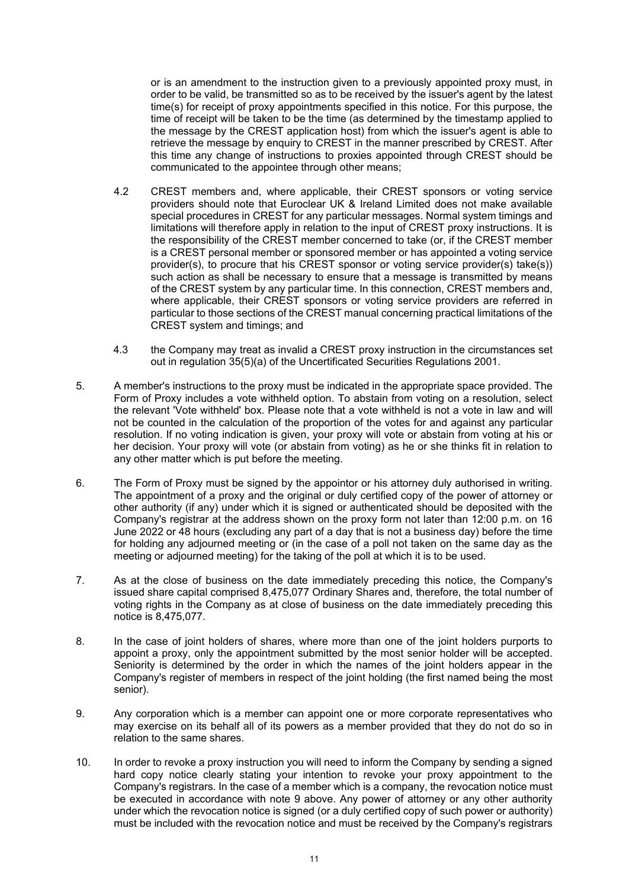or is an amendment to the instruction given to a previously appointed proxy must, in order to be valid, be transmitted so as to be received by the issuer's agent by the latest time(s) for receipt of proxy appointments specified in this notice. For this purpose, the time of receipt will be taken to be the time (as determined by the timestamp applied to the message by the CREST application host) from which the issuer's agent is able to retrieve the message by enquiry to CREST in the manner prescribed by CREST. After this time any change of instructions to proxies appointed through CREST should be communicated to the appointee through other means;

4.2 CREST members and, where applicable, their CREST sponsors or voting service providers should note that Euroclear UK & Ireland Limited does not make available special procedures in CREST for any particular messages. Normal system timings and limitations will therefore apply in relation to the input of CREST proxy instructions. It is the responsibility of the CREST member concerned to take (or, if the CREST member is a CREST personal member or sponsored member or has appointed a voting service provider(s), to procure that his CREST sponsor or voting service provider(s) take(s)) such action as shall be necessary to ensure that a message is transmitted by means of the CREST system by any particular time. In this connection, CREST members and, where applicable, their CREST sponsors or voting service providers are referred in particular to those sections of the CREST manual concerning practical limitations of the CREST system and timings; and

4.3 the Company may treat as invalid a CREST proxy instruction in the circumstances set out in regulation 35(5)(a) of the Uncertificated Securities Regulations 2001.

5. A member's instructions to the proxy must be indicated in the appropriate space provided. The Form of Proxy includes a vote withheld option. To abstain from voting on a resolution, select the relevant 'Vote withheld' box. Please note that a vote withheld is not a vote in law and will not be counted in the calculation of the proportion of the votes for and against any particular resolution. If no voting indication is given, your proxy will vote or abstain from voting at his or her decision. Your proxy will vote (or abstain from voting) as he or she thinks fit in relation to any other matter which is put before the meeting.

6. The Form of Proxy must be signed by the appointor or his attorney duly authorised in writing. The appointment of a proxy and the original or duly certified copy of the power of attorney or other authority (if any) under which it is signed or authenticated should be deposited with the Company's registrar at the address shown on the proxy form not later than 12:00 p.m. on 16 June 2022 or 48 hours (excluding any part of a day that is not a business day) before the time for holding any adjourned meeting or (in the case of a poll not taken on the same day as the meeting or adjourned meeting) for the taking of the poll at which it is to be used.

7. As at the close of business on the date immediately preceding this notice, the Company's issued share capital comprised 8,475,077 Ordinary Shares and, therefore, the total number of voting rights in the Company as at close of business on the date immediately preceding this notice is 8,475,077.

8. In the case of joint holders of shares, where more than one of the joint holders purports to appoint a proxy, only the appointment submitted by the most senior holder will be accepted. Seniority is determined by the order in which the names of the joint holders appear in the Company's register of members in respect of the joint holding (the first named being the most senior).

9. Any corporation which is a member can appoint one or more corporate representatives who may exercise on its behalf all of its powers as a member provided that they do not do so in relation to the same shares.

10. In order to revoke a proxy instruction you will need to inform the Company by sending a signed hard copy notice clearly stating your intention to revoke your proxy appointment to the Company's registrars. In the case of a member which is a company, the revocation notice must be executed in accordance with note 9 above. Any power of attorney or any other authority under which the revocation notice is signed (or a duly certified copy of such power or authority) must be included with the revocation notice and must be received by the Company's registrars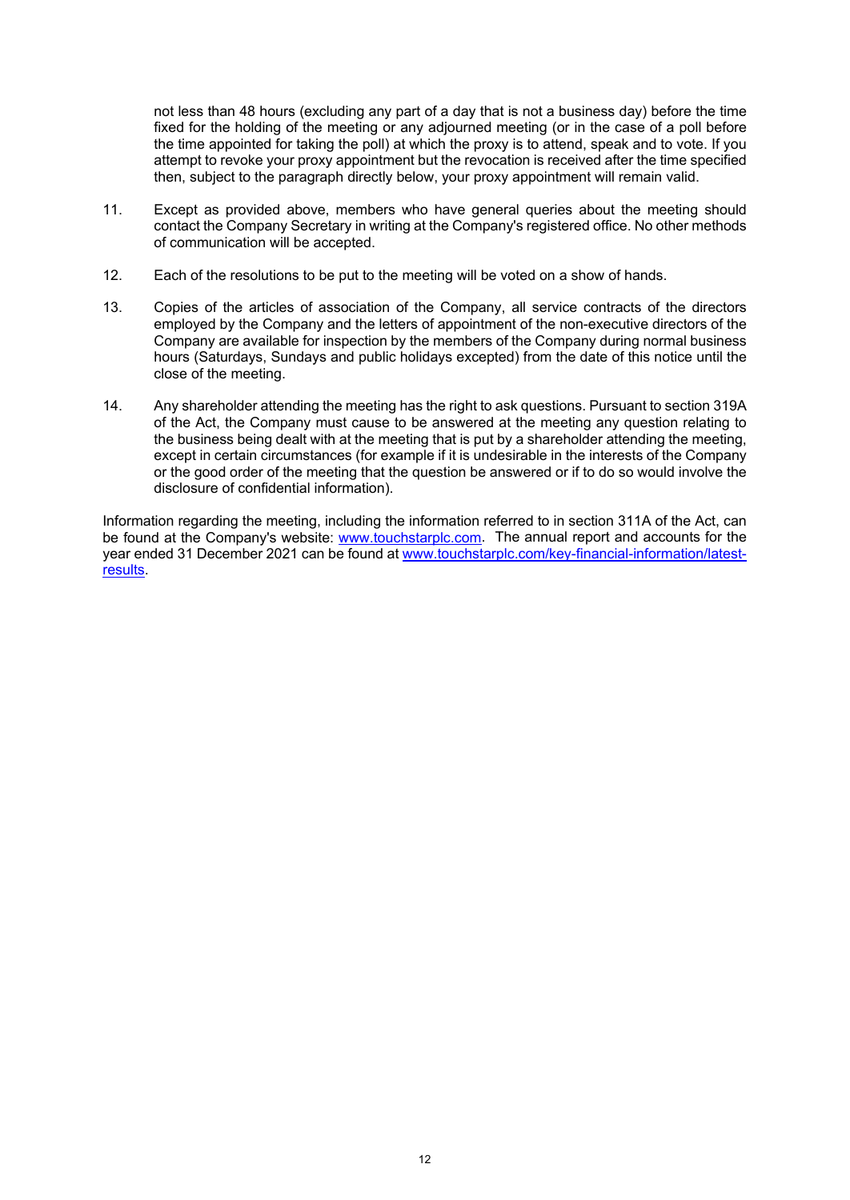not less than 48 hours (excluding any part of a day that is not a business day) before the time fixed for the holding of the meeting or any adjourned meeting (or in the case of a poll before the time appointed for taking the poll) at which the proxy is to attend, speak and to vote. If you attempt to revoke your proxy appointment but the revocation is received after the time specified then, subject to the paragraph directly below, your proxy appointment will remain valid.

11. Except as provided above, members who have general queries about the meeting should contact the Company Secretary in writing at the Company's registered office. No other methods of communication will be accepted.

12. Each of the resolutions to be put to the meeting will be voted on a show of hands.

13. Copies of the articles of association of the Company, all service contracts of the directors employed by the Company and the letters of appointment of the non-executive directors of the Company are available for inspection by the members of the Company during normal business hours (Saturdays, Sundays and public holidays excepted) from the date of this notice until the close of the meeting.

14. Any shareholder attending the meeting has the right to ask questions. Pursuant to section 319A of the Act, the Company must cause to be answered at the meeting any question relating to the business being dealt with at the meeting that is put by a shareholder attending the meeting, except in certain circumstances (for example if it is undesirable in the interests of the Company or the good order of the meeting that the question be answered or if to do so would involve the disclosure of confidential information).

Information regarding the meeting, including the information referred to in section 311A of the Act, can be found at the Company's website: [www.touchstarplc.com](http://www.touchstarplc.com). The annual report and accounts for the year ended 31 December 2021 can be found at [www.touchstarplc.com/key-financial-information/latest-results](http://www.touchstarplc.com/key-financial-information/latest-results).